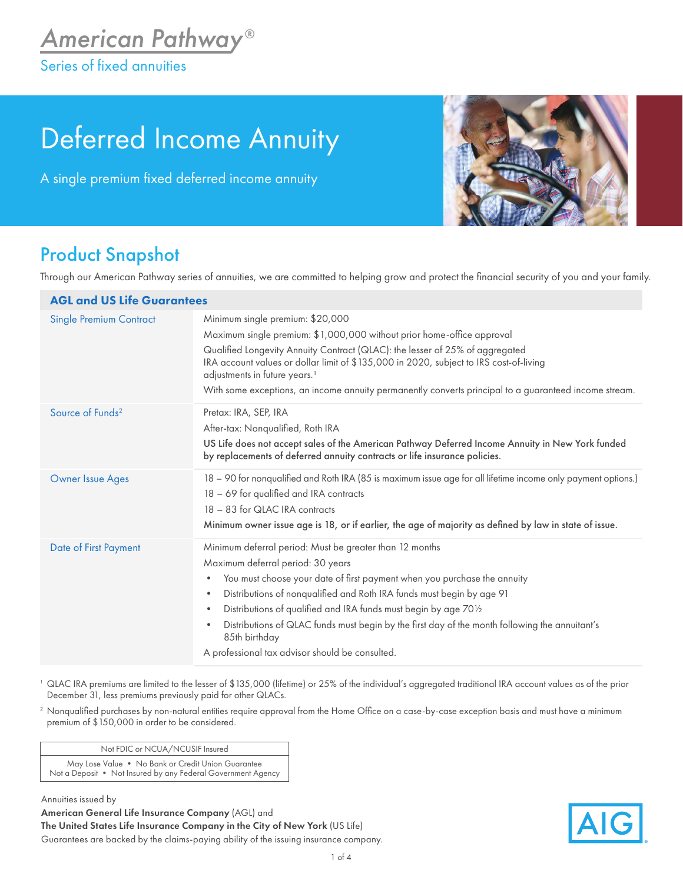# American Pathway®

Series of fixed annuities

# Deferred Income Annuity

A single premium fixed deferred income annuity

## Product Snapshot

Through our American Pathway series of annuities, we are committed to helping grow and protect the financial security of you and your family.

| AGL and US Life Guarantees | |
|---|---|
| Single Premium Contract | Minimum single premium: $20,000<br>Maximum single premium: $1,000,000 without prior home-office approval<br>Qualified Longevity Annuity Contract (QLAC): the lesser of 25% of aggregated IRA account values or dollar limit of $135,000 in 2020, subject to IRS cost-of-living adjustments in future years.[1]<br>With some exceptions, an income annuity permanently converts principal to a guaranteed income stream. |
| Source of Funds[2] | Pretax: IRA, SEP, IRA<br>After-tax: Nonqualified, Roth IRA<br>**US Life does not accept sales of the American Pathway Deferred Income Annuity in New York funded by replacements of deferred annuity contracts or life insurance policies.** |
| Owner Issue Ages | 18 – 90 for nonqualified and Roth IRA (85 is maximum issue age for all lifetime income only payment options.)<br>18 – 69 for qualified and IRA contracts<br>18 – 83 for QLAC IRA contracts<br>**Minimum owner issue age is 18, or if earlier, the age of majority as defined by law in state of issue.** |
| Date of First Payment | Minimum deferral period: Must be greater than 12 months<br>Maximum deferral period: 30 years<br>• You must choose your date of first payment when you purchase the annuity<br>• Distributions of nonqualified and Roth IRA funds must begin by age 91<br>• Distributions of qualified and IRA funds must begin by age 70½<br>• Distributions of QLAC funds must begin by the first day of the month following the annuitant's 85th birthday<br>A professional tax advisor should be consulted. |

[1] QLAC IRA premiums are limited to the lesser of $135,000 (lifetime) or 25% of the individual's aggregated traditional IRA account values as of the prior December 31, less premiums previously paid for other QLACs.

[2] Nonqualified purchases by non-natural entities require approval from the Home Office on a case-by-case exception basis and must have a minimum premium of $150,000 in order to be considered.

| Not FDIC or NCUA/NCUSIF Insured |
|---|
| May Lose Value • No Bank or Credit Union Guarantee<br>Not a Deposit • Not Insured by any Federal Government Agency |

Annuities issued by
**American General Life Insurance Company** (AGL) and
**The United States Life Insurance Company in the City of New York** (US Life)
Guarantees are backed by the claims-paying ability of the issuing insurance company.

AIG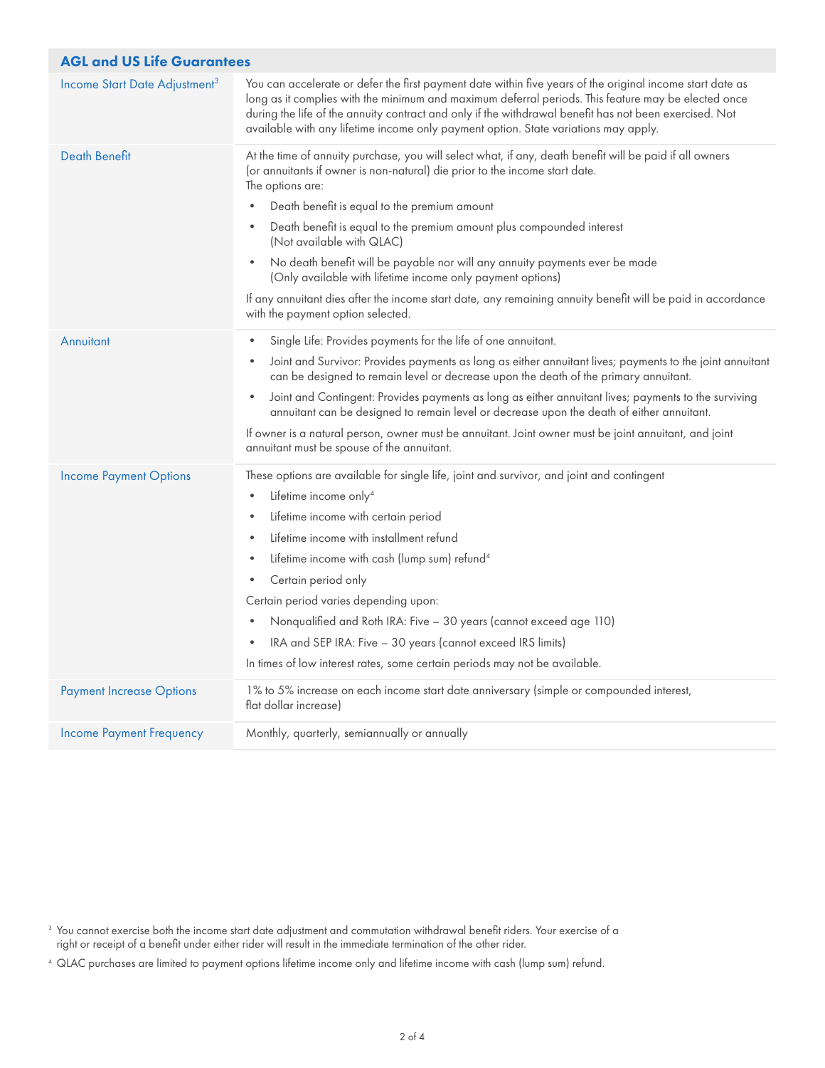| AGL and US Life Guarantees | |
|---|---|
| Income Start Date Adjustment[3] | You can accelerate or defer the first payment date within five years of the original income start date as long as it complies with the minimum and maximum deferral periods. This feature may be elected once during the life of the annuity contract and only if the withdrawal benefit has not been exercised. Not available with any lifetime income only payment option. State variations may apply. |
| Death Benefit | At the time of annuity purchase, you will select what, if any, death benefit will be paid if all owners (or annuitants if owner is non-natural) die prior to the income start date.<br>The options are:<br>• Death benefit is equal to the premium amount<br>• Death benefit is equal to the premium amount plus compounded interest (Not available with QLAC)<br>• No death benefit will be payable nor will any annuity payments ever be made (Only available with lifetime income only payment options)<br>If any annuitant dies after the income start date, any remaining annuity benefit will be paid in accordance with the payment option selected. |
| Annuitant | • Single Life: Provides payments for the life of one annuitant.<br>• Joint and Survivor: Provides payments as long as either annuitant lives; payments to the joint annuitant can be designed to remain level or decrease upon the death of the primary annuitant.<br>• Joint and Contingent: Provides payments as long as either annuitant lives; payments to the surviving annuitant can be designed to remain level or decrease upon the death of either annuitant.<br>If owner is a natural person, owner must be annuitant. Joint owner must be joint annuitant, and joint annuitant must be spouse of the annuitant. |
| Income Payment Options | These options are available for single life, joint and survivor, and joint and contingent<br>• Lifetime income only[4]<br>• Lifetime income with certain period<br>• Lifetime income with installment refund<br>• Lifetime income with cash (lump sum) refund[4]<br>• Certain period only<br>Certain period varies depending upon:<br>• Nonqualified and Roth IRA: Five – 30 years (cannot exceed age 110)<br>• IRA and SEP IRA: Five – 30 years (cannot exceed IRS limits)<br>In times of low interest rates, some certain periods may not be available. |
| Payment Increase Options | 1% to 5% increase on each income start date anniversary (simple or compounded interest, flat dollar increase) |
| Income Payment Frequency | Monthly, quarterly, semiannually or annually |

[3] You cannot exercise both the income start date adjustment and commutation withdrawal benefit riders. Your exercise of a right or receipt of a benefit under either rider will result in the immediate termination of the other rider.

[4] QLAC purchases are limited to payment options lifetime income only and lifetime income with cash (lump sum) refund.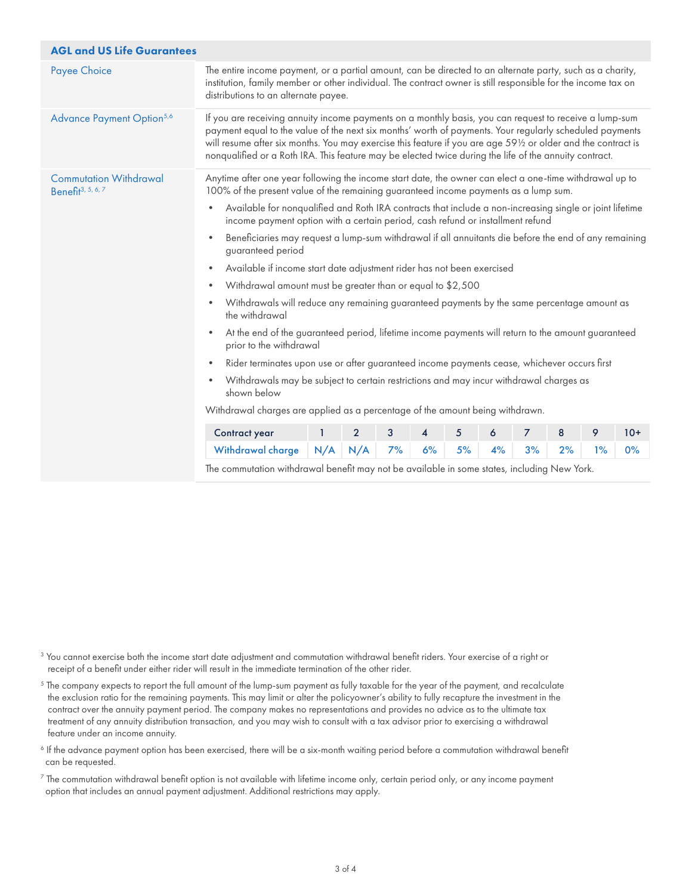## AGL and US Life Guarantees

### Payee Choice

The entire income payment, or a partial amount, can be directed to an alternate party, such as a charity, institution, family member or other individual. The contract owner is still responsible for the income tax on distributions to an alternate payee.

### Advance Payment Option[5,6]

If you are receiving annuity income payments on a monthly basis, you can request to receive a lump-sum payment equal to the value of the next six months' worth of payments. Your regularly scheduled payments will resume after six months. You may exercise this feature if you are age 59½ or older and the contract is nonqualified or a Roth IRA. This feature may be elected twice during the life of the annuity contract.

### Commutation Withdrawal Benefit[3, 5, 6, 7]

Anytime after one year following the income start date, the owner can elect a one-time withdrawal up to 100% of the present value of the remaining guaranteed income payments as a lump sum.

- Available for nonqualified and Roth IRA contracts that include a non-increasing single or joint lifetime income payment option with a certain period, cash refund or installment refund
- Beneficiaries may request a lump-sum withdrawal if all annuitants die before the end of any remaining guaranteed period
- Available if income start date adjustment rider has not been exercised
- Withdrawal amount must be greater than or equal to $2,500
- Withdrawals will reduce any remaining guaranteed payments by the same percentage amount as the withdrawal
- At the end of the guaranteed period, lifetime income payments will return to the amount guaranteed prior to the withdrawal
- Rider terminates upon use or after guaranteed income payments cease, whichever occurs first
- Withdrawals may be subject to certain restrictions and may incur withdrawal charges as shown below

Withdrawal charges are applied as a percentage of the amount being withdrawn.

| Contract year | 1 | 2 | 3 | 4 | 5 | 6 | 7 | 8 | 9 | 10+ |
|---|---|---|---|---|---|---|---|---|---|---|
| Withdrawal charge | N/A | N/A | 7% | 6% | 5% | 4% | 3% | 2% | 1% | 0% |

The commutation withdrawal benefit may not be available in some states, including New York.

---

[3] You cannot exercise both the income start date adjustment and commutation withdrawal benefit riders. Your exercise of a right or receipt of a benefit under either rider will result in the immediate termination of the other rider.

[5] The company expects to report the full amount of the lump-sum payment as fully taxable for the year of the payment, and recalculate the exclusion ratio for the remaining payments. This may limit or alter the policyowner's ability to fully recapture the investment in the contract over the annuity payment period. The company makes no representations and provides no advice as to the ultimate tax treatment of any annuity distribution transaction, and you may wish to consult with a tax advisor prior to exercising a withdrawal feature under an income annuity.

[6] If the advance payment option has been exercised, there will be a six-month waiting period before a commutation withdrawal benefit can be requested.

[7] The commutation withdrawal benefit option is not available with lifetime income only, certain period only, or any income payment option that includes an annual payment adjustment. Additional restrictions may apply.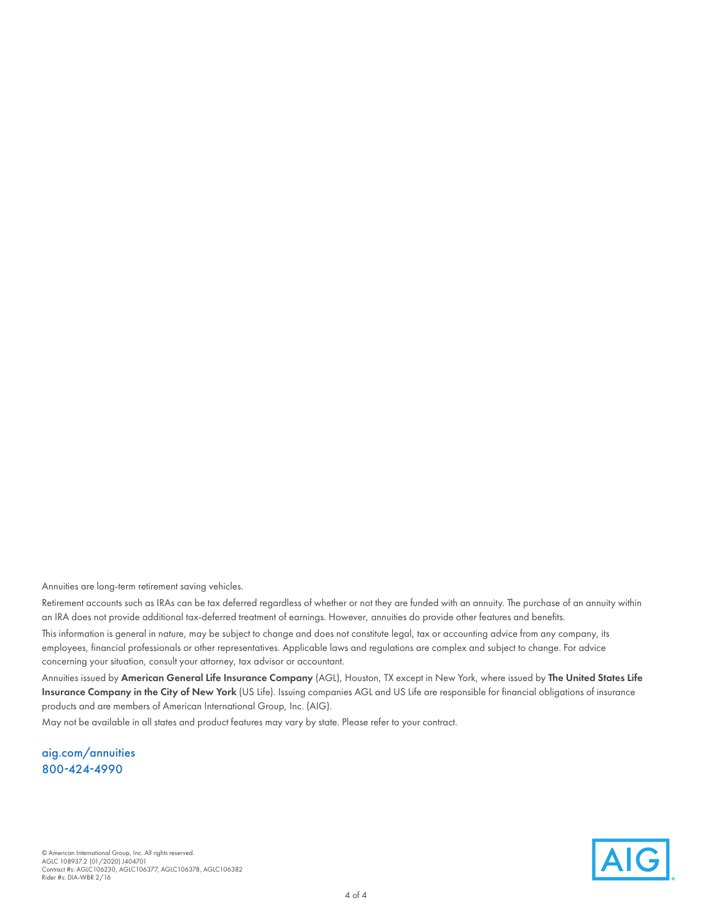Annuities are long-term retirement saving vehicles.

Retirement accounts such as IRAs can be tax deferred regardless of whether or not they are funded with an annuity. The purchase of an annuity within an IRA does not provide additional tax-deferred treatment of earnings. However, annuities do provide other features and benefits.

This information is general in nature, may be subject to change and does not constitute legal, tax or accounting advice from any company, its employees, financial professionals or other representatives. Applicable laws and regulations are complex and subject to change. For advice concerning your situation, consult your attorney, tax advisor or accountant.

Annuities issued by **American General Life Insurance Company** (AGL), Houston, TX except in New York, where issued by **The United States Life Insurance Company in the City of New York** (US Life). Issuing companies AGL and US Life are responsible for financial obligations of insurance products and are members of American International Group, Inc. (AIG).

May not be available in all states and product features may vary by state. Please refer to your contract.

aig.com/annuities
800-424-4990

© American International Group, Inc. All rights reserved.
AGLC 108937.2 (01/2020) J404701
Contract #s: AGLC106230, AGLC106377, AGLC106378, AGLC106382
Rider #s: DIA-WBR 2/16

AIG